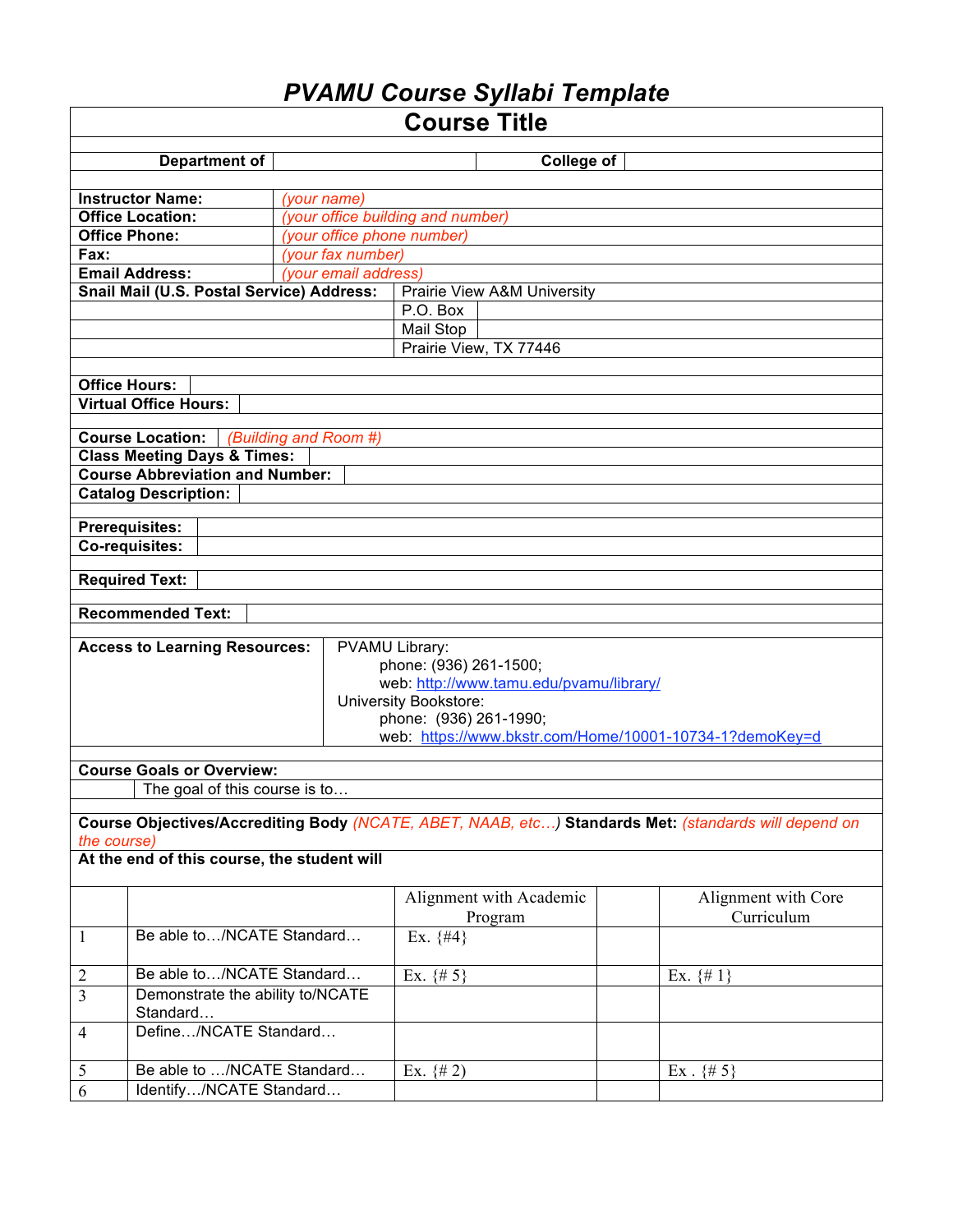# *PVAMU Course Syllabi Template*

## Course Title

| Department of | | College of | |
|---|---|---|---|

| | |
|---|---|
| **Instructor Name:** | *(your name)* |
| **Office Location:** | *(your office building and number)* |
| **Office Phone:** | *(your office phone number)* |
| **Fax:** | *(your fax number)* |
| **Email Address:** | *(your email address)* |

| **Snail Mail (U.S. Postal Service) Address:** | Prairie View A&M University |
|---|---|
| | P.O. Box |
| | Mail Stop |
| | Prairie View, TX 77446 |

| | |
|---|---|
| **Office Hours:** | |
| **Virtual Office Hours:** | |

| | |
|---|---|
| **Course Location:** | *(Building and Room #)* |
| **Class Meeting Days & Times:** | |
| **Course Abbreviation and Number:** | |
| **Catalog Description:** | |

| | |
|---|---|
| **Prerequisites:** | |
| **Co-requisites:** | |

| | |
|---|---|
| **Required Text:** | |

| | |
|---|---|
| **Recommended Text:** | |

| | |
|---|---|
| **Access to Learning Resources:** | PVAMU Library:<br>phone: (936) 261-1500;<br>web: http://www.tamu.edu/pvamu/library/<br>University Bookstore:<br>phone: (936) 261-1990;<br>web: https://www.bkstr.com/Home/10001-10734-1?demoKey=d |

**Course Goals or Overview:**

The goal of this course is to…

**Course Objectives/Accrediting Body** *(NCATE, ABET, NAAB, etc…)* **Standards Met:** *(standards will depend on the course)*

**At the end of this course, the student will**

| | | Alignment with Academic Program | | Alignment with Core Curriculum |
|---|---|---|---|---|
| 1 | Be able to…/NCATE Standard… | Ex. {#4} | | |
| 2 | Be able to…/NCATE Standard… | Ex. {# 5} | | Ex. {# 1} |
| 3 | Demonstrate the ability to/NCATE Standard… | | | |
| 4 | Define…/NCATE Standard… | | | |
| 5 | Be able to …/NCATE Standard… | Ex. {# 2) | | Ex . {# 5} |
| 6 | Identify…/NCATE Standard… | | | |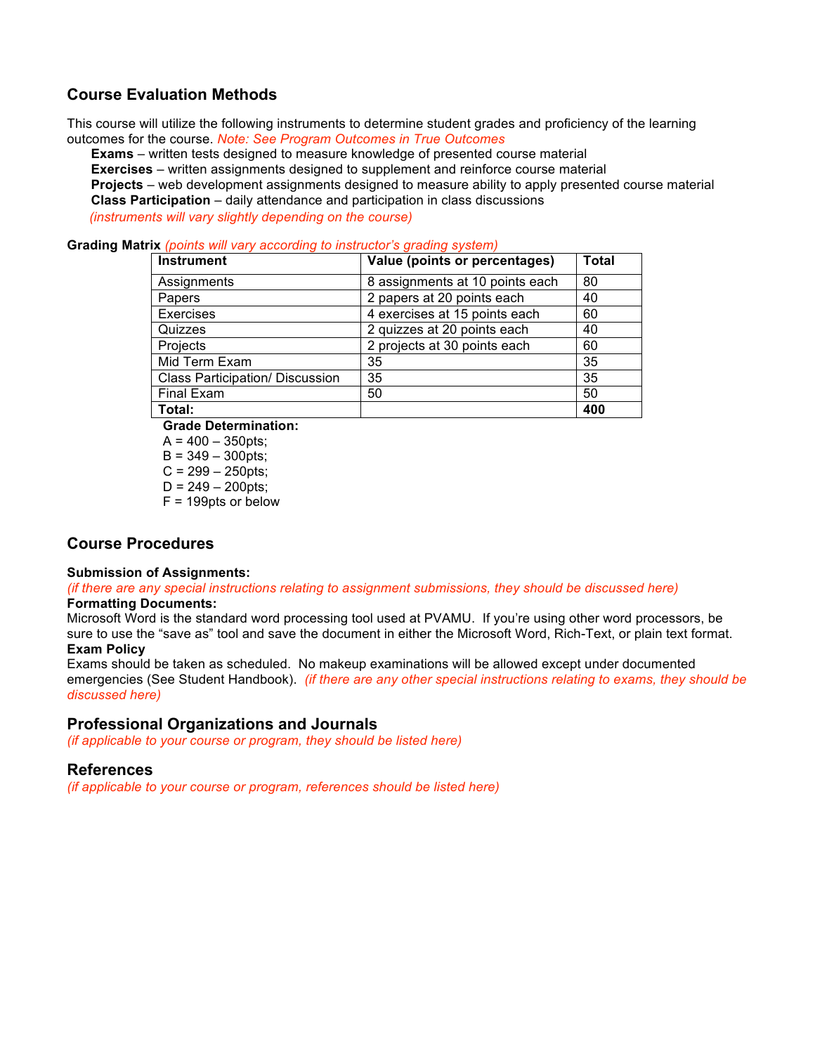## Course Evaluation Methods

This course will utilize the following instruments to determine student grades and proficiency of the learning outcomes for the course. *Note: See Program Outcomes in True Outcomes*

**Exams** – written tests designed to measure knowledge of presented course material
**Exercises** – written assignments designed to supplement and reinforce course material
**Projects** – web development assignments designed to measure ability to apply presented course material
**Class Participation** – daily attendance and participation in class discussions
*(instruments will vary slightly depending on the course)*

**Grading Matrix** *(points will vary according to instructor's grading system)*

| Instrument | Value (points or percentages) | Total |
|---|---|---|
| Assignments | 8 assignments at 10 points each | 80 |
| Papers | 2 papers at 20 points each | 40 |
| Exercises | 4 exercises at 15 points each | 60 |
| Quizzes | 2 quizzes at 20 points each | 40 |
| Projects | 2 projects at 30 points each | 60 |
| Mid Term Exam | 35 | 35 |
| Class Participation/ Discussion | 35 | 35 |
| Final Exam | 50 | 50 |
| **Total:** | | **400** |

**Grade Determination:**
A = 400 – 350pts;
B = 349 – 300pts;
C = 299 – 250pts;
D = 249 – 200pts;
F = 199pts or below

## Course Procedures

**Submission of Assignments:**
*(if there are any special instructions relating to assignment submissions, they should be discussed here)*

**Formatting Documents:**
Microsoft Word is the standard word processing tool used at PVAMU. If you're using other word processors, be sure to use the "save as" tool and save the document in either the Microsoft Word, Rich-Text, or plain text format.

**Exam Policy**
Exams should be taken as scheduled. No makeup examinations will be allowed except under documented emergencies (See Student Handbook). *(if there are any other special instructions relating to exams, they should be discussed here)*

## Professional Organizations and Journals

*(if applicable to your course or program, they should be listed here)*

## References

*(if applicable to your course or program, references should be listed here)*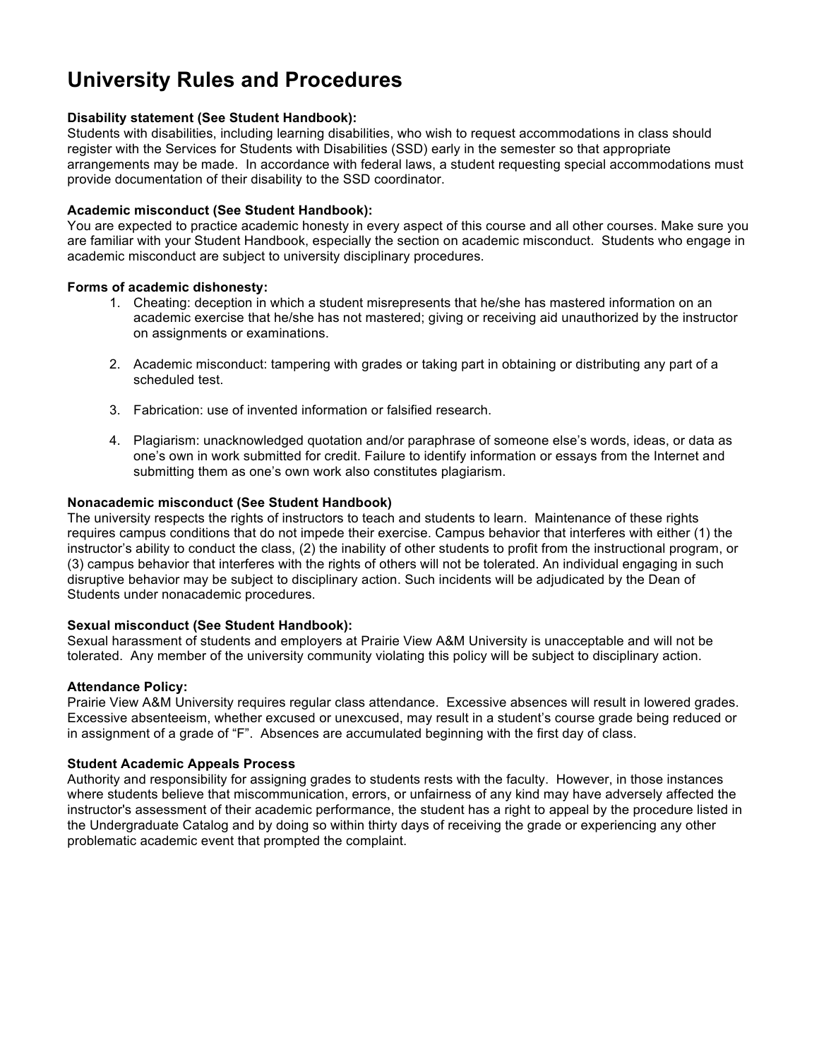# University Rules and Procedures

**Disability statement (See Student Handbook):**
Students with disabilities, including learning disabilities, who wish to request accommodations in class should register with the Services for Students with Disabilities (SSD) early in the semester so that appropriate arrangements may be made. In accordance with federal laws, a student requesting special accommodations must provide documentation of their disability to the SSD coordinator.

**Academic misconduct (See Student Handbook):**
You are expected to practice academic honesty in every aspect of this course and all other courses. Make sure you are familiar with your Student Handbook, especially the section on academic misconduct. Students who engage in academic misconduct are subject to university disciplinary procedures.

**Forms of academic dishonesty:**

1. Cheating: deception in which a student misrepresents that he/she has mastered information on an academic exercise that he/she has not mastered; giving or receiving aid unauthorized by the instructor on assignments or examinations.

2. Academic misconduct: tampering with grades or taking part in obtaining or distributing any part of a scheduled test.

3. Fabrication: use of invented information or falsified research.

4. Plagiarism: unacknowledged quotation and/or paraphrase of someone else's words, ideas, or data as one's own in work submitted for credit. Failure to identify information or essays from the Internet and submitting them as one's own work also constitutes plagiarism.

**Nonacademic misconduct (See Student Handbook)**
The university respects the rights of instructors to teach and students to learn. Maintenance of these rights requires campus conditions that do not impede their exercise. Campus behavior that interferes with either (1) the instructor's ability to conduct the class, (2) the inability of other students to profit from the instructional program, or (3) campus behavior that interferes with the rights of others will not be tolerated. An individual engaging in such disruptive behavior may be subject to disciplinary action. Such incidents will be adjudicated by the Dean of Students under nonacademic procedures.

**Sexual misconduct (See Student Handbook):**
Sexual harassment of students and employers at Prairie View A&M University is unacceptable and will not be tolerated. Any member of the university community violating this policy will be subject to disciplinary action.

**Attendance Policy:**
Prairie View A&M University requires regular class attendance. Excessive absences will result in lowered grades. Excessive absenteeism, whether excused or unexcused, may result in a student's course grade being reduced or in assignment of a grade of "F". Absences are accumulated beginning with the first day of class.

**Student Academic Appeals Process**
Authority and responsibility for assigning grades to students rests with the faculty. However, in those instances where students believe that miscommunication, errors, or unfairness of any kind may have adversely affected the instructor's assessment of their academic performance, the student has a right to appeal by the procedure listed in the Undergraduate Catalog and by doing so within thirty days of receiving the grade or experiencing any other problematic academic event that prompted the complaint.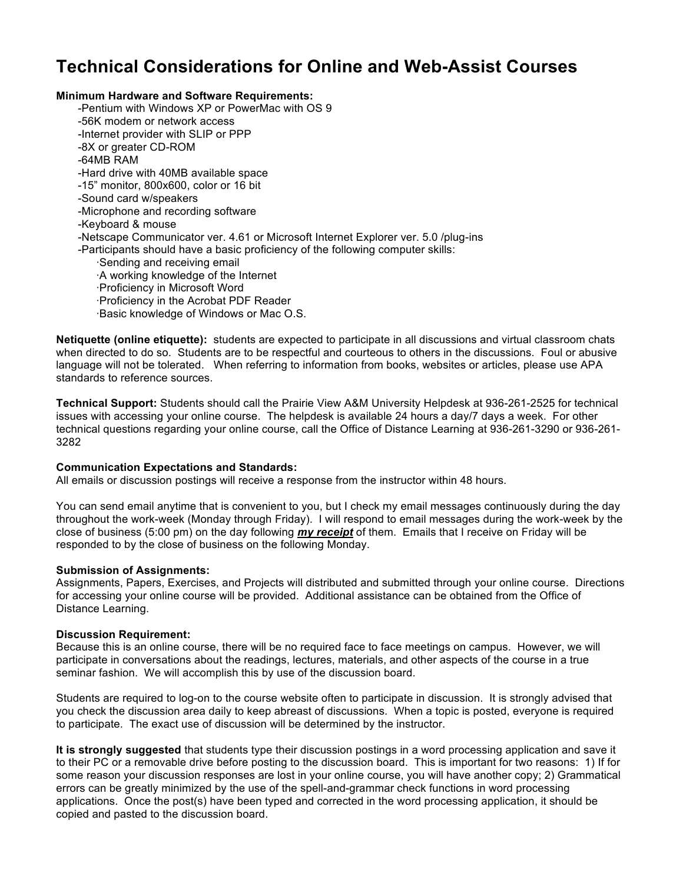# Technical Considerations for Online and Web-Assist Courses

**Minimum Hardware and Software Requirements:**

- -Pentium with Windows XP or PowerMac with OS 9
- -56K modem or network access
- -Internet provider with SLIP or PPP
- -8X or greater CD-ROM
- -64MB RAM
- -Hard drive with 40MB available space
- -15" monitor, 800x600, color or 16 bit
- -Sound card w/speakers
- -Microphone and recording software
- -Keyboard & mouse
- -Netscape Communicator ver. 4.61 or Microsoft Internet Explorer ver. 5.0 /plug-ins
- -Participants should have a basic proficiency of the following computer skills:
  - ·Sending and receiving email
  - ·A working knowledge of the Internet
  - ·Proficiency in Microsoft Word
  - ·Proficiency in the Acrobat PDF Reader
  - ·Basic knowledge of Windows or Mac O.S.

**Netiquette (online etiquette):** students are expected to participate in all discussions and virtual classroom chats when directed to do so. Students are to be respectful and courteous to others in the discussions. Foul or abusive language will not be tolerated. When referring to information from books, websites or articles, please use APA standards to reference sources.

**Technical Support:** Students should call the Prairie View A&M University Helpdesk at 936-261-2525 for technical issues with accessing your online course. The helpdesk is available 24 hours a day/7 days a week. For other technical questions regarding your online course, call the Office of Distance Learning at 936-261-3290 or 936-261-3282

**Communication Expectations and Standards:**
All emails or discussion postings will receive a response from the instructor within 48 hours.

You can send email anytime that is convenient to you, but I check my email messages continuously during the day throughout the work-week (Monday through Friday). I will respond to email messages during the work-week by the close of business (5:00 pm) on the day following ***my receipt*** of them. Emails that I receive on Friday will be responded to by the close of business on the following Monday.

**Submission of Assignments:**
Assignments, Papers, Exercises, and Projects will distributed and submitted through your online course. Directions for accessing your online course will be provided. Additional assistance can be obtained from the Office of Distance Learning.

**Discussion Requirement:**
Because this is an online course, there will be no required face to face meetings on campus. However, we will participate in conversations about the readings, lectures, materials, and other aspects of the course in a true seminar fashion. We will accomplish this by use of the discussion board.

Students are required to log-on to the course website often to participate in discussion. It is strongly advised that you check the discussion area daily to keep abreast of discussions. When a topic is posted, everyone is required to participate. The exact use of discussion will be determined by the instructor.

**It is strongly suggested** that students type their discussion postings in a word processing application and save it to their PC or a removable drive before posting to the discussion board. This is important for two reasons: 1) If for some reason your discussion responses are lost in your online course, you will have another copy; 2) Grammatical errors can be greatly minimized by the use of the spell-and-grammar check functions in word processing applications. Once the post(s) have been typed and corrected in the word processing application, it should be copied and pasted to the discussion board.